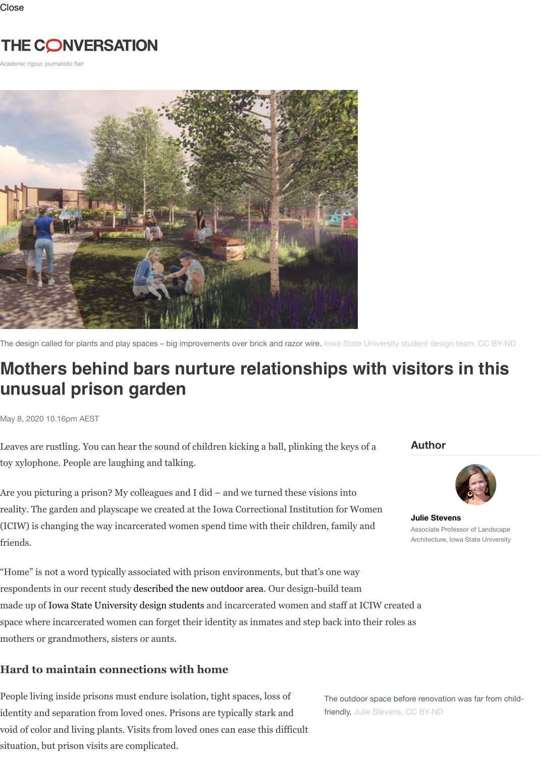Close

THE CONVERSATION

Academic rigour, journalistic flair

The design called for plants and play spaces – big improvements over brick and razor wire. Iowa State University student design team, CC BY-ND

# Mothers behind bars nurture relationships with visitors in this unusual prison garden

May 8, 2020 10.16pm AEST

**Author**

**Julie Stevens**

Associate Professor of Landscape Architecture, Iowa State University

Leaves are rustling. You can hear the sound of children kicking a ball, plinking the keys of a toy xylophone. People are laughing and talking.

Are you picturing a prison? My colleagues and I did – and we turned these visions into reality. The garden and playscape we created at the Iowa Correctional Institution for Women (ICIW) is changing the way incarcerated women spend time with their children, family and friends.

"Home" is not a word typically associated with prison environments, but that's one way respondents in our recent study described the new outdoor area. Our design-build team made up of Iowa State University design students and incarcerated women and staff at ICIW created a space where incarcerated women can forget their identity as inmates and step back into their roles as mothers or grandmothers, sisters or aunts.

## Hard to maintain connections with home

People living inside prisons must endure isolation, tight spaces, loss of identity and separation from loved ones. Prisons are typically stark and void of color and living plants. Visits from loved ones can ease this difficult situation, but prison visits are complicated.

The outdoor space before renovation was far from child-friendly. Julie Stevens, CC BY-ND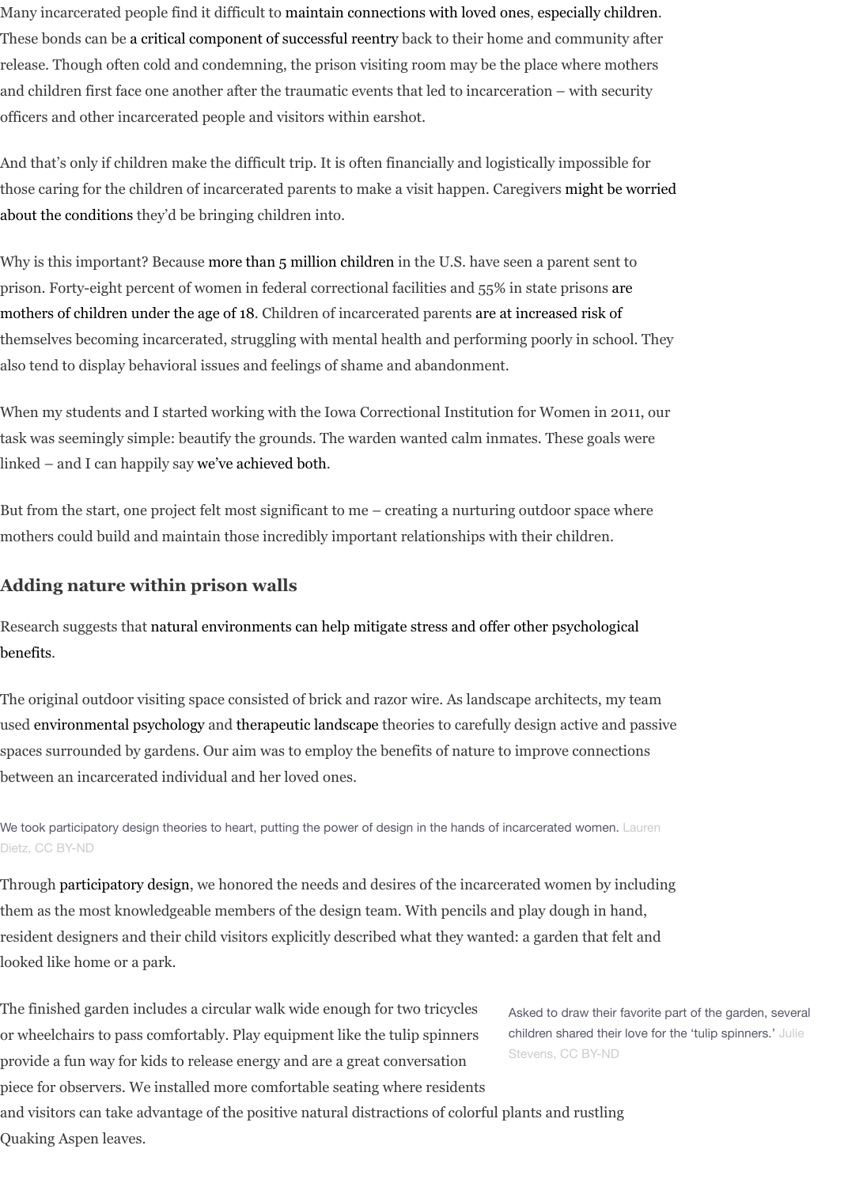Many incarcerated people find it difficult to maintain connections with loved ones, especially children. These bonds can be a critical component of successful reentry back to their home and community after release. Though often cold and condemning, the prison visiting room may be the place where mothers and children first face one another after the traumatic events that led to incarceration – with security officers and other incarcerated people and visitors within earshot.

And that's only if children make the difficult trip. It is often financially and logistically impossible for those caring for the children of incarcerated parents to make a visit happen. Caregivers might be worried about the conditions they'd be bringing children into.

Why is this important? Because more than 5 million children in the U.S. have seen a parent sent to prison. Forty-eight percent of women in federal correctional facilities and 55% in state prisons are mothers of children under the age of 18. Children of incarcerated parents are at increased risk of themselves becoming incarcerated, struggling with mental health and performing poorly in school. They also tend to display behavioral issues and feelings of shame and abandonment.

When my students and I started working with the Iowa Correctional Institution for Women in 2011, our task was seemingly simple: beautify the grounds. The warden wanted calm inmates. These goals were linked – and I can happily say we've achieved both.

But from the start, one project felt most significant to me – creating a nurturing outdoor space where mothers could build and maintain those incredibly important relationships with their children.

## Adding nature within prison walls

Research suggests that natural environments can help mitigate stress and offer other psychological benefits.

The original outdoor visiting space consisted of brick and razor wire. As landscape architects, my team used environmental psychology and therapeutic landscape theories to carefully design active and passive spaces surrounded by gardens. Our aim was to employ the benefits of nature to improve connections between an incarcerated individual and her loved ones.

We took participatory design theories to heart, putting the power of design in the hands of incarcerated women. Lauren Dietz, CC BY-ND

Through participatory design, we honored the needs and desires of the incarcerated women by including them as the most knowledgeable members of the design team. With pencils and play dough in hand, resident designers and their child visitors explicitly described what they wanted: a garden that felt and looked like home or a park.

Asked to draw their favorite part of the garden, several children shared their love for the 'tulip spinners.' Julie Stevens, CC BY-ND

The finished garden includes a circular walk wide enough for two tricycles or wheelchairs to pass comfortably. Play equipment like the tulip spinners provide a fun way for kids to release energy and are a great conversation piece for observers. We installed more comfortable seating where residents and visitors can take advantage of the positive natural distractions of colorful plants and rustling Quaking Aspen leaves.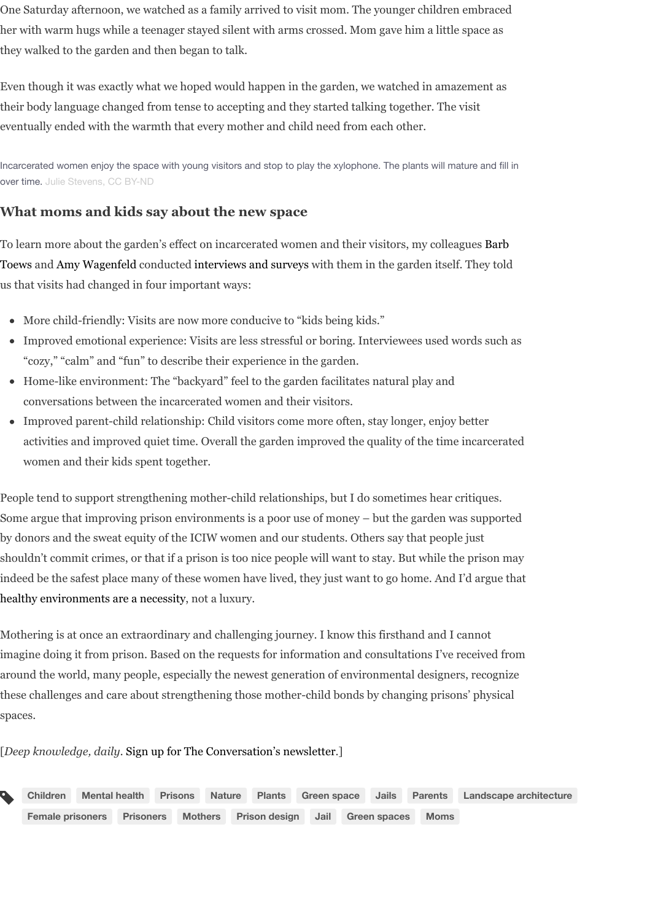One Saturday afternoon, we watched as a family arrived to visit mom. The younger children embraced her with warm hugs while a teenager stayed silent with arms crossed. Mom gave him a little space as they walked to the garden and then began to talk.

Even though it was exactly what we hoped would happen in the garden, we watched in amazement as their body language changed from tense to accepting and they started talking together. The visit eventually ended with the warmth that every mother and child need from each other.

Incarcerated women enjoy the space with young visitors and stop to play the xylophone. The plants will mature and fill in over time. Julie Stevens, CC BY-ND

## What moms and kids say about the new space

To learn more about the garden's effect on incarcerated women and their visitors, my colleagues Barb Toews and Amy Wagenfeld conducted interviews and surveys with them in the garden itself. They told us that visits had changed in four important ways:

- More child-friendly: Visits are now more conducive to "kids being kids."
- Improved emotional experience: Visits are less stressful or boring. Interviewees used words such as "cozy," "calm" and "fun" to describe their experience in the garden.
- Home-like environment: The "backyard" feel to the garden facilitates natural play and conversations between the incarcerated women and their visitors.
- Improved parent-child relationship: Child visitors come more often, stay longer, enjoy better activities and improved quiet time. Overall the garden improved the quality of the time incarcerated women and their kids spent together.

People tend to support strengthening mother-child relationships, but I do sometimes hear critiques. Some argue that improving prison environments is a poor use of money – but the garden was supported by donors and the sweat equity of the ICIW women and our students. Others say that people just shouldn't commit crimes, or that if a prison is too nice people will want to stay. But while the prison may indeed be the safest place many of these women have lived, they just want to go home. And I'd argue that healthy environments are a necessity, not a luxury.

Mothering is at once an extraordinary and challenging journey. I know this firsthand and I cannot imagine doing it from prison. Based on the requests for information and consultations I've received from around the world, many people, especially the newest generation of environmental designers, recognize these challenges and care about strengthening those mother-child bonds by changing prisons' physical spaces.

[*Deep knowledge, daily.* Sign up for The Conversation's newsletter.]

Children | Mental health | Prisons | Nature | Plants | Green space | Jails | Parents | Landscape architecture | Female prisoners | Prisoners | Mothers | Prison design | Jail | Green spaces | Moms